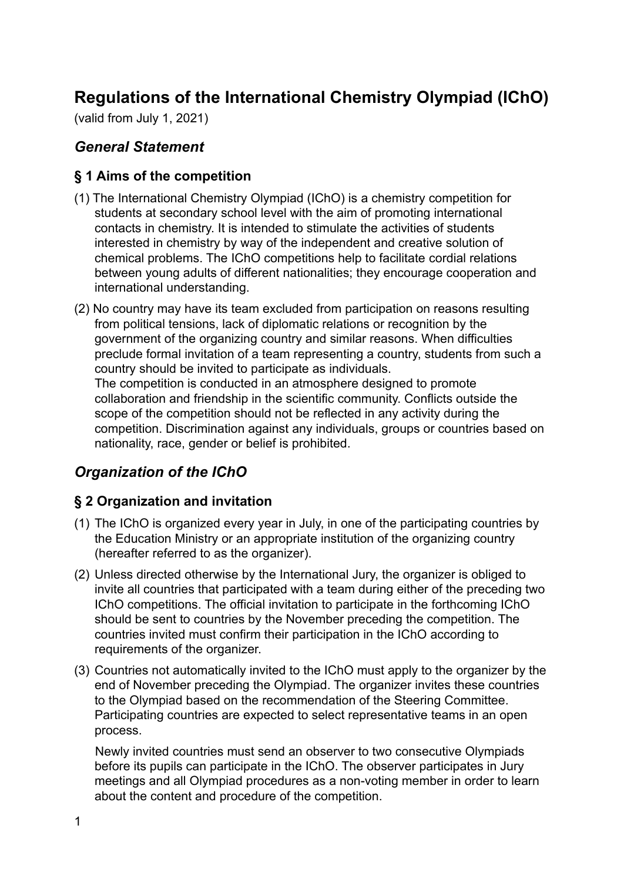# Regulations of the International Chemistry Olympiad (IChO)

(valid from July 1, 2021)

## *General Statement*

### § 1 Aims of the competition

(1) The International Chemistry Olympiad (IChO) is a chemistry competition for students at secondary school level with the aim of promoting international contacts in chemistry. It is intended to stimulate the activities of students interested in chemistry by way of the independent and creative solution of chemical problems. The IChO competitions help to facilitate cordial relations between young adults of different nationalities; they encourage cooperation and international understanding.

(2) No country may have its team excluded from participation on reasons resulting from political tensions, lack of diplomatic relations or recognition by the government of the organizing country and similar reasons. When difficulties preclude formal invitation of a team representing a country, students from such a country should be invited to participate as individuals.
The competition is conducted in an atmosphere designed to promote collaboration and friendship in the scientific community. Conflicts outside the scope of the competition should not be reflected in any activity during the competition. Discrimination against any individuals, groups or countries based on nationality, race, gender or belief is prohibited.

## *Organization of the IChO*

### § 2 Organization and invitation

(1) The IChO is organized every year in July, in one of the participating countries by the Education Ministry or an appropriate institution of the organizing country (hereafter referred to as the organizer).

(2) Unless directed otherwise by the International Jury, the organizer is obliged to invite all countries that participated with a team during either of the preceding two IChO competitions. The official invitation to participate in the forthcoming IChO should be sent to countries by the November preceding the competition. The countries invited must confirm their participation in the IChO according to requirements of the organizer.

(3) Countries not automatically invited to the IChO must apply to the organizer by the end of November preceding the Olympiad. The organizer invites these countries to the Olympiad based on the recommendation of the Steering Committee. Participating countries are expected to select representative teams in an open process.

Newly invited countries must send an observer to two consecutive Olympiads before its pupils can participate in the IChO. The observer participates in Jury meetings and all Olympiad procedures as a non-voting member in order to learn about the content and procedure of the competition.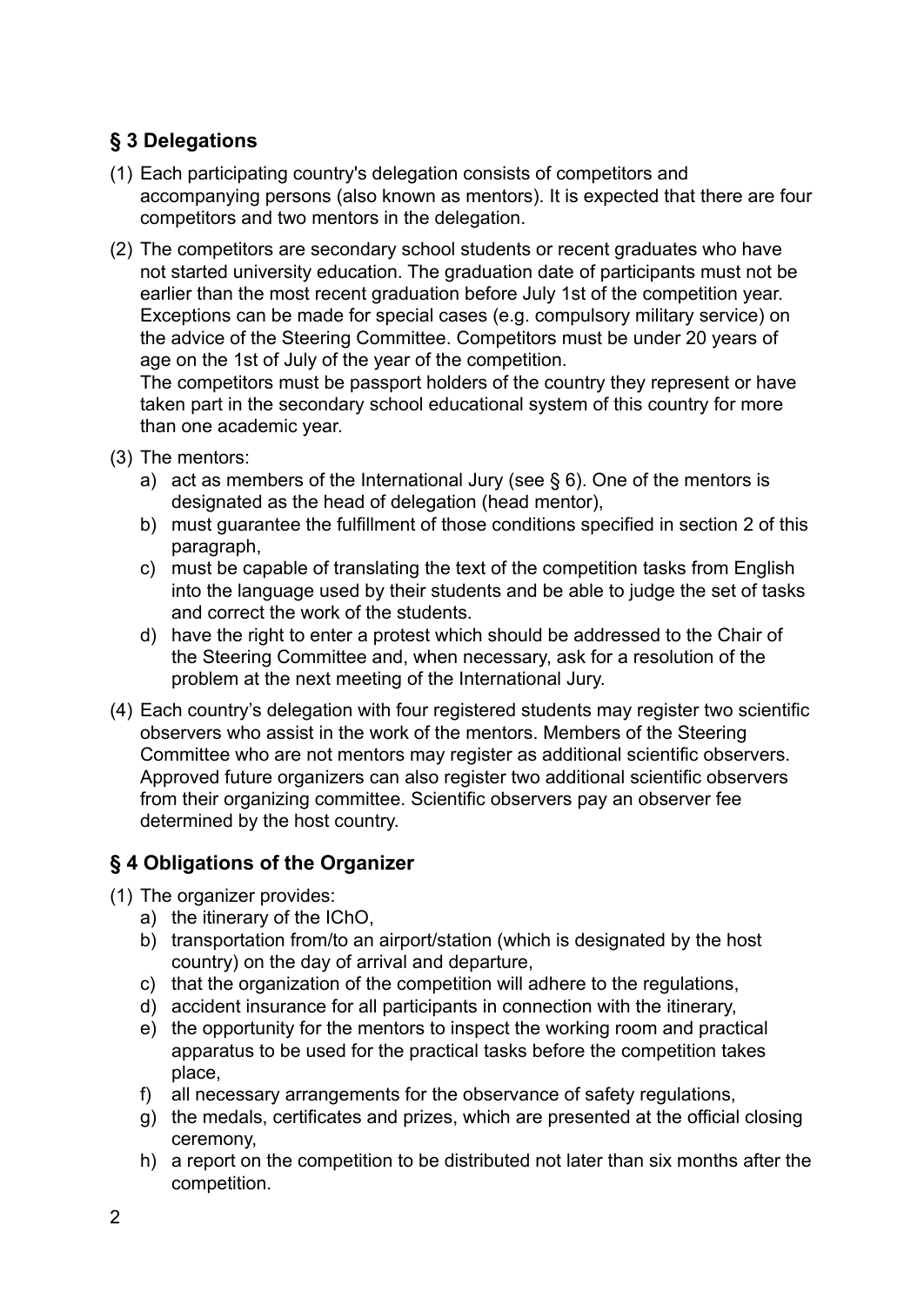## § 3 Delegations

(1) Each participating country's delegation consists of competitors and accompanying persons (also known as mentors). It is expected that there are four competitors and two mentors in the delegation.

(2) The competitors are secondary school students or recent graduates who have not started university education. The graduation date of participants must not be earlier than the most recent graduation before July 1st of the competition year. Exceptions can be made for special cases (e.g. compulsory military service) on the advice of the Steering Committee. Competitors must be under 20 years of age on the 1st of July of the year of the competition.
The competitors must be passport holders of the country they represent or have taken part in the secondary school educational system of this country for more than one academic year.

(3) The mentors:
   a) act as members of the International Jury (see § 6). One of the mentors is designated as the head of delegation (head mentor),
   b) must guarantee the fulfillment of those conditions specified in section 2 of this paragraph,
   c) must be capable of translating the text of the competition tasks from English into the language used by their students and be able to judge the set of tasks and correct the work of the students.
   d) have the right to enter a protest which should be addressed to the Chair of the Steering Committee and, when necessary, ask for a resolution of the problem at the next meeting of the International Jury.

(4) Each country’s delegation with four registered students may register two scientific observers who assist in the work of the mentors. Members of the Steering Committee who are not mentors may register as additional scientific observers. Approved future organizers can also register two additional scientific observers from their organizing committee. Scientific observers pay an observer fee determined by the host country.

## § 4 Obligations of the Organizer

(1) The organizer provides:
   a) the itinerary of the IChO,
   b) transportation from/to an airport/station (which is designated by the host country) on the day of arrival and departure,
   c) that the organization of the competition will adhere to the regulations,
   d) accident insurance for all participants in connection with the itinerary,
   e) the opportunity for the mentors to inspect the working room and practical apparatus to be used for the practical tasks before the competition takes place,
   f) all necessary arrangements for the observance of safety regulations,
   g) the medals, certificates and prizes, which are presented at the official closing ceremony,
   h) a report on the competition to be distributed not later than six months after the competition.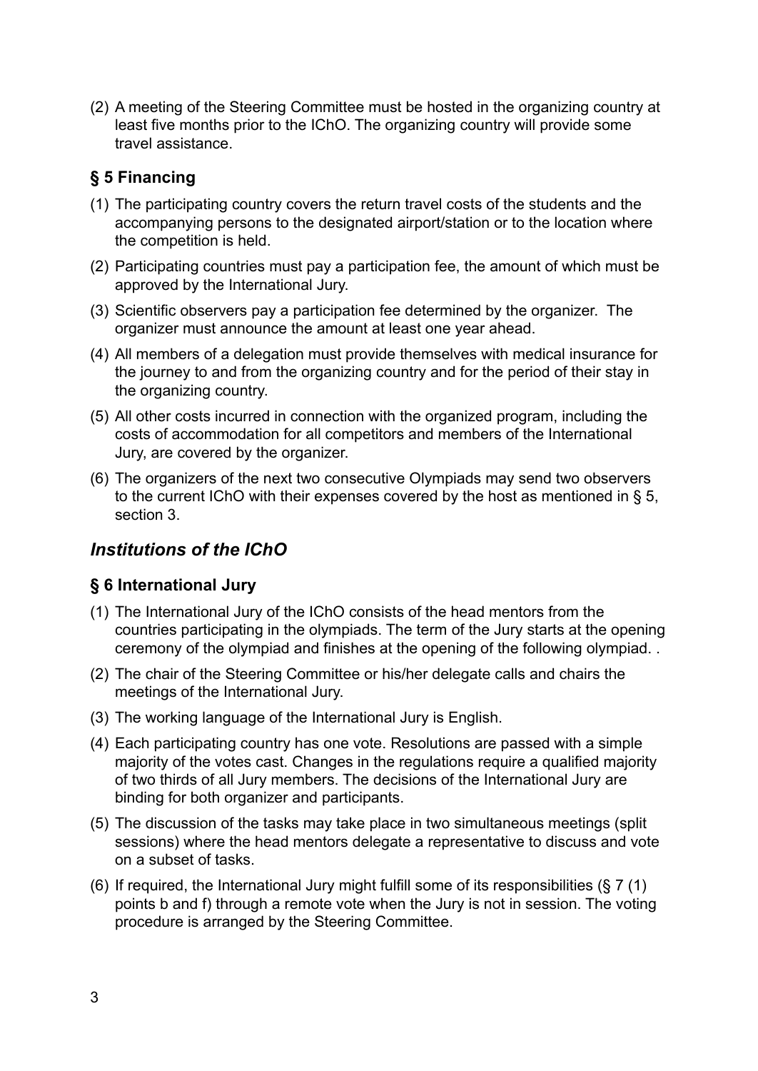(2) A meeting of the Steering Committee must be hosted in the organizing country at least five months prior to the IChO. The organizing country will provide some travel assistance.

### § 5 Financing

(1) The participating country covers the return travel costs of the students and the accompanying persons to the designated airport/station or to the location where the competition is held.

(2) Participating countries must pay a participation fee, the amount of which must be approved by the International Jury.

(3) Scientific observers pay a participation fee determined by the organizer. The organizer must announce the amount at least one year ahead.

(4) All members of a delegation must provide themselves with medical insurance for the journey to and from the organizing country and for the period of their stay in the organizing country.

(5) All other costs incurred in connection with the organized program, including the costs of accommodation for all competitors and members of the International Jury, are covered by the organizer.

(6) The organizers of the next two consecutive Olympiads may send two observers to the current IChO with their expenses covered by the host as mentioned in § 5, section 3.

## *Institutions of the IChO*

### § 6 International Jury

(1) The International Jury of the IChO consists of the head mentors from the countries participating in the olympiads. The term of the Jury starts at the opening ceremony of the olympiad and finishes at the opening of the following olympiad. .

(2) The chair of the Steering Committee or his/her delegate calls and chairs the meetings of the International Jury.

(3) The working language of the International Jury is English.

(4) Each participating country has one vote. Resolutions are passed with a simple majority of the votes cast. Changes in the regulations require a qualified majority of two thirds of all Jury members. The decisions of the International Jury are binding for both organizer and participants.

(5) The discussion of the tasks may take place in two simultaneous meetings (split sessions) where the head mentors delegate a representative to discuss and vote on a subset of tasks.

(6) If required, the International Jury might fulfill some of its responsibilities (§ 7 (1) points b and f) through a remote vote when the Jury is not in session. The voting procedure is arranged by the Steering Committee.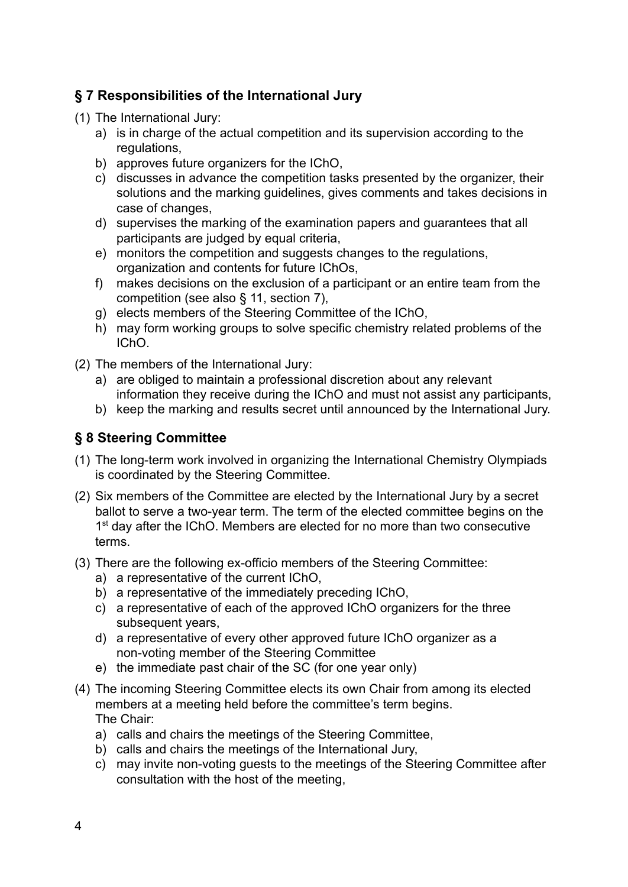## § 7 Responsibilities of the International Jury

(1) The International Jury:

a) is in charge of the actual competition and its supervision according to the regulations,

b) approves future organizers for the IChO,

c) discusses in advance the competition tasks presented by the organizer, their solutions and the marking guidelines, gives comments and takes decisions in case of changes,

d) supervises the marking of the examination papers and guarantees that all participants are judged by equal criteria,

e) monitors the competition and suggests changes to the regulations, organization and contents for future IChOs,

f) makes decisions on the exclusion of a participant or an entire team from the competition (see also § 11, section 7),

g) elects members of the Steering Committee of the IChO,

h) may form working groups to solve specific chemistry related problems of the IChO.

(2) The members of the International Jury:

a) are obliged to maintain a professional discretion about any relevant information they receive during the IChO and must not assist any participants,

b) keep the marking and results secret until announced by the International Jury.

## § 8 Steering Committee

(1) The long-term work involved in organizing the International Chemistry Olympiads is coordinated by the Steering Committee.

(2) Six members of the Committee are elected by the International Jury by a secret ballot to serve a two-year term. The term of the elected committee begins on the 1st day after the IChO. Members are elected for no more than two consecutive terms.

(3) There are the following ex-officio members of the Steering Committee:

a) a representative of the current IChO,

b) a representative of the immediately preceding IChO,

c) a representative of each of the approved IChO organizers for the three subsequent years,

d) a representative of every other approved future IChO organizer as a non-voting member of the Steering Committee

e) the immediate past chair of the SC (for one year only)

(4) The incoming Steering Committee elects its own Chair from among its elected members at a meeting held before the committee's term begins.
The Chair:

a) calls and chairs the meetings of the Steering Committee,

b) calls and chairs the meetings of the International Jury,

c) may invite non-voting guests to the meetings of the Steering Committee after consultation with the host of the meeting,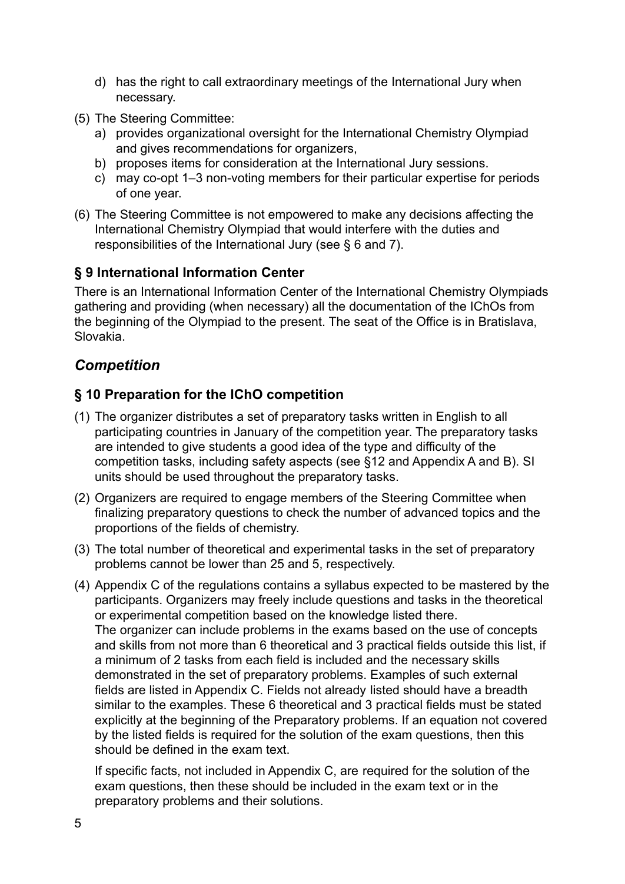d) has the right to call extraordinary meetings of the International Jury when necessary.

(5) The Steering Committee:

a) provides organizational oversight for the International Chemistry Olympiad and gives recommendations for organizers,

b) proposes items for consideration at the International Jury sessions.

c) may co-opt 1–3 non-voting members for their particular expertise for periods of one year.

(6) The Steering Committee is not empowered to make any decisions affecting the International Chemistry Olympiad that would interfere with the duties and responsibilities of the International Jury (see § 6 and 7).

### § 9 International Information Center

There is an International Information Center of the International Chemistry Olympiads gathering and providing (when necessary) all the documentation of the IChOs from the beginning of the Olympiad to the present. The seat of the Office is in Bratislava, Slovakia.

## *Competition*

### § 10 Preparation for the IChO competition

(1) The organizer distributes a set of preparatory tasks written in English to all participating countries in January of the competition year. The preparatory tasks are intended to give students a good idea of the type and difficulty of the competition tasks, including safety aspects (see §12 and Appendix A and B). SI units should be used throughout the preparatory tasks.

(2) Organizers are required to engage members of the Steering Committee when finalizing preparatory questions to check the number of advanced topics and the proportions of the fields of chemistry.

(3) The total number of theoretical and experimental tasks in the set of preparatory problems cannot be lower than 25 and 5, respectively.

(4) Appendix C of the regulations contains a syllabus expected to be mastered by the participants. Organizers may freely include questions and tasks in the theoretical or experimental competition based on the knowledge listed there.
The organizer can include problems in the exams based on the use of concepts and skills from not more than 6 theoretical and 3 practical fields outside this list, if a minimum of 2 tasks from each field is included and the necessary skills demonstrated in the set of preparatory problems. Examples of such external fields are listed in Appendix C. Fields not already listed should have a breadth similar to the examples. These 6 theoretical and 3 practical fields must be stated explicitly at the beginning of the Preparatory problems. If an equation not covered by the listed fields is required for the solution of the exam questions, then this should be defined in the exam text.

If specific facts, not included in Appendix C, are required for the solution of the exam questions, then these should be included in the exam text or in the preparatory problems and their solutions.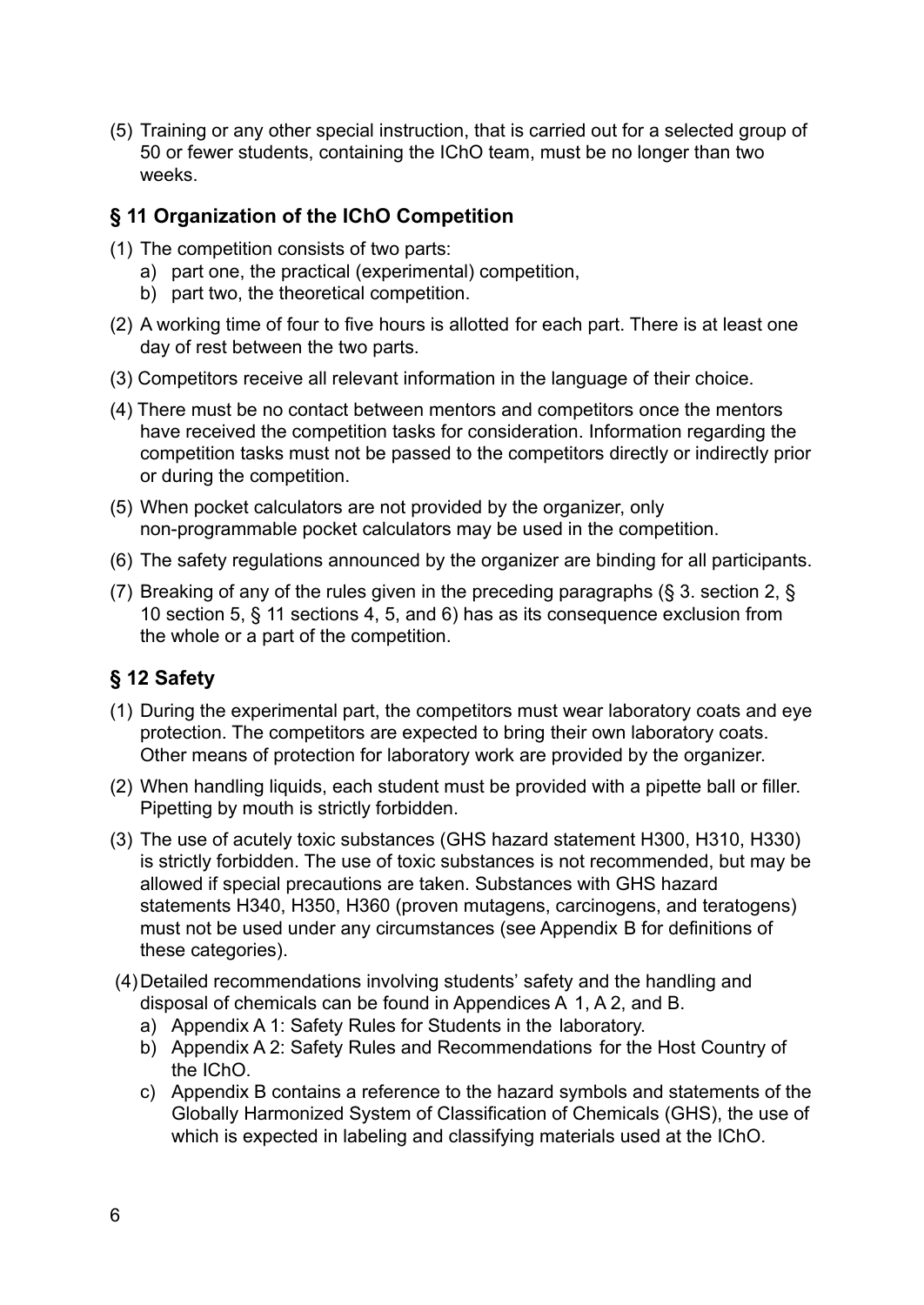(5) Training or any other special instruction, that is carried out for a selected group of 50 or fewer students, containing the IChO team, must be no longer than two weeks.

## § 11 Organization of the IChO Competition

(1) The competition consists of two parts:
  a) part one, the practical (experimental) competition,
  b) part two, the theoretical competition.

(2) A working time of four to five hours is allotted for each part. There is at least one day of rest between the two parts.

(3) Competitors receive all relevant information in the language of their choice.

(4) There must be no contact between mentors and competitors once the mentors have received the competition tasks for consideration. Information regarding the competition tasks must not be passed to the competitors directly or indirectly prior or during the competition.

(5) When pocket calculators are not provided by the organizer, only non-programmable pocket calculators may be used in the competition.

(6) The safety regulations announced by the organizer are binding for all participants.

(7) Breaking of any of the rules given in the preceding paragraphs (§ 3. section 2, § 10 section 5, § 11 sections 4, 5, and 6) has as its consequence exclusion from the whole or a part of the competition.

## § 12 Safety

(1) During the experimental part, the competitors must wear laboratory coats and eye protection. The competitors are expected to bring their own laboratory coats. Other means of protection for laboratory work are provided by the organizer.

(2) When handling liquids, each student must be provided with a pipette ball or filler. Pipetting by mouth is strictly forbidden.

(3) The use of acutely toxic substances (GHS hazard statement H300, H310, H330) is strictly forbidden. The use of toxic substances is not recommended, but may be allowed if special precautions are taken. Substances with GHS hazard statements H340, H350, H360 (proven mutagens, carcinogens, and teratogens) must not be used under any circumstances (see Appendix B for definitions of these categories).

(4) Detailed recommendations involving students' safety and the handling and disposal of chemicals can be found in Appendices A 1, A 2, and B.
  a) Appendix A 1: Safety Rules for Students in the laboratory.
  b) Appendix A 2: Safety Rules and Recommendations for the Host Country of the IChO.
  c) Appendix B contains a reference to the hazard symbols and statements of the Globally Harmonized System of Classification of Chemicals (GHS), the use of which is expected in labeling and classifying materials used at the IChO.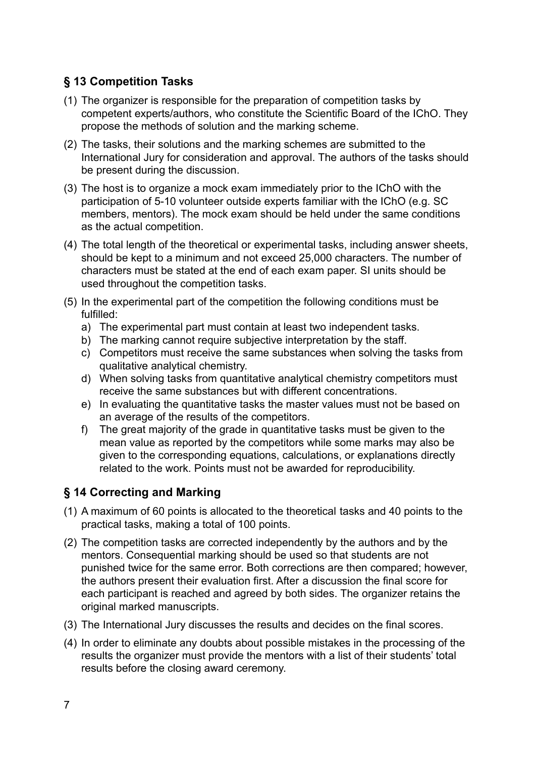## § 13 Competition Tasks

(1) The organizer is responsible for the preparation of competition tasks by competent experts/authors, who constitute the Scientific Board of the IChO. They propose the methods of solution and the marking scheme.

(2) The tasks, their solutions and the marking schemes are submitted to the International Jury for consideration and approval. The authors of the tasks should be present during the discussion.

(3) The host is to organize a mock exam immediately prior to the IChO with the participation of 5-10 volunteer outside experts familiar with the IChO (e.g. SC members, mentors). The mock exam should be held under the same conditions as the actual competition.

(4) The total length of the theoretical or experimental tasks, including answer sheets, should be kept to a minimum and not exceed 25,000 characters. The number of characters must be stated at the end of each exam paper. SI units should be used throughout the competition tasks.

(5) In the experimental part of the competition the following conditions must be fulfilled:
   a) The experimental part must contain at least two independent tasks.
   b) The marking cannot require subjective interpretation by the staff.
   c) Competitors must receive the same substances when solving the tasks from qualitative analytical chemistry.
   d) When solving tasks from quantitative analytical chemistry competitors must receive the same substances but with different concentrations.
   e) In evaluating the quantitative tasks the master values must not be based on an average of the results of the competitors.
   f) The great majority of the grade in quantitative tasks must be given to the mean value as reported by the competitors while some marks may also be given to the corresponding equations, calculations, or explanations directly related to the work. Points must not be awarded for reproducibility.

## § 14 Correcting and Marking

(1) A maximum of 60 points is allocated to the theoretical tasks and 40 points to the practical tasks, making a total of 100 points.

(2) The competition tasks are corrected independently by the authors and by the mentors. Consequential marking should be used so that students are not punished twice for the same error. Both corrections are then compared; however, the authors present their evaluation first. After a discussion the final score for each participant is reached and agreed by both sides. The organizer retains the original marked manuscripts.

(3) The International Jury discusses the results and decides on the final scores.

(4) In order to eliminate any doubts about possible mistakes in the processing of the results the organizer must provide the mentors with a list of their students' total results before the closing award ceremony.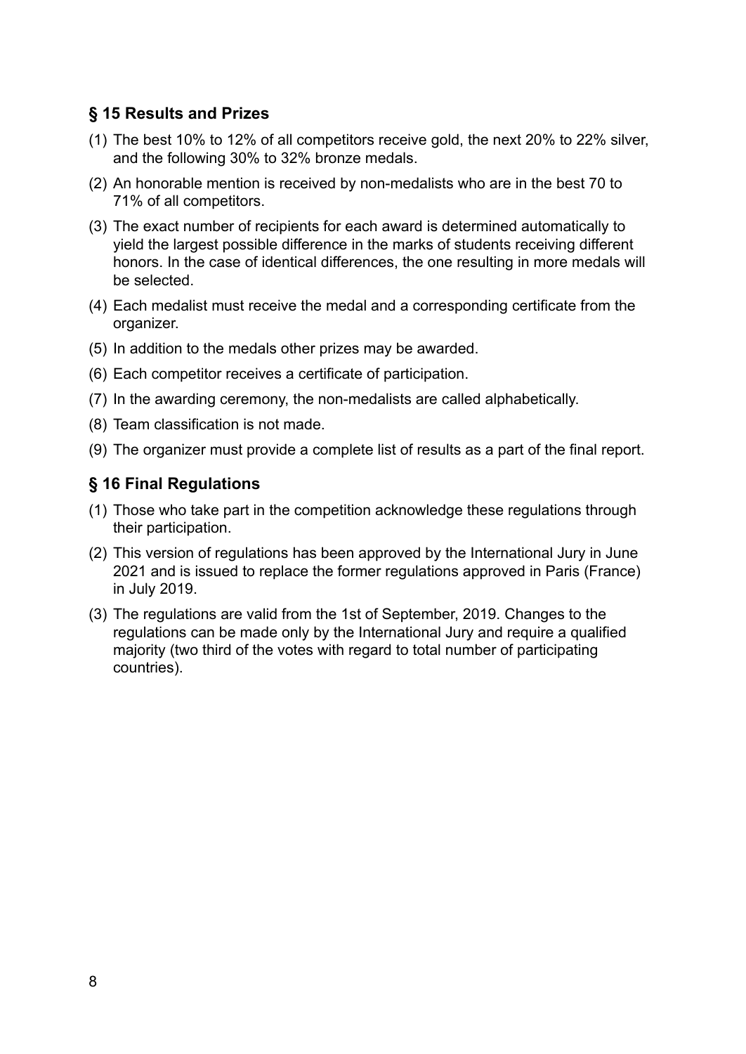## § 15 Results and Prizes

(1) The best 10% to 12% of all competitors receive gold, the next 20% to 22% silver, and the following 30% to 32% bronze medals.

(2) An honorable mention is received by non-medalists who are in the best 70 to 71% of all competitors.

(3) The exact number of recipients for each award is determined automatically to yield the largest possible difference in the marks of students receiving different honors. In the case of identical differences, the one resulting in more medals will be selected.

(4) Each medalist must receive the medal and a corresponding certificate from the organizer.

(5) In addition to the medals other prizes may be awarded.

(6) Each competitor receives a certificate of participation.

(7) In the awarding ceremony, the non-medalists are called alphabetically.

(8) Team classification is not made.

(9) The organizer must provide a complete list of results as a part of the final report.

## § 16 Final Regulations

(1) Those who take part in the competition acknowledge these regulations through their participation.

(2) This version of regulations has been approved by the International Jury in June 2021 and is issued to replace the former regulations approved in Paris (France) in July 2019.

(3) The regulations are valid from the 1st of September, 2019. Changes to the regulations can be made only by the International Jury and require a qualified majority (two third of the votes with regard to total number of participating countries).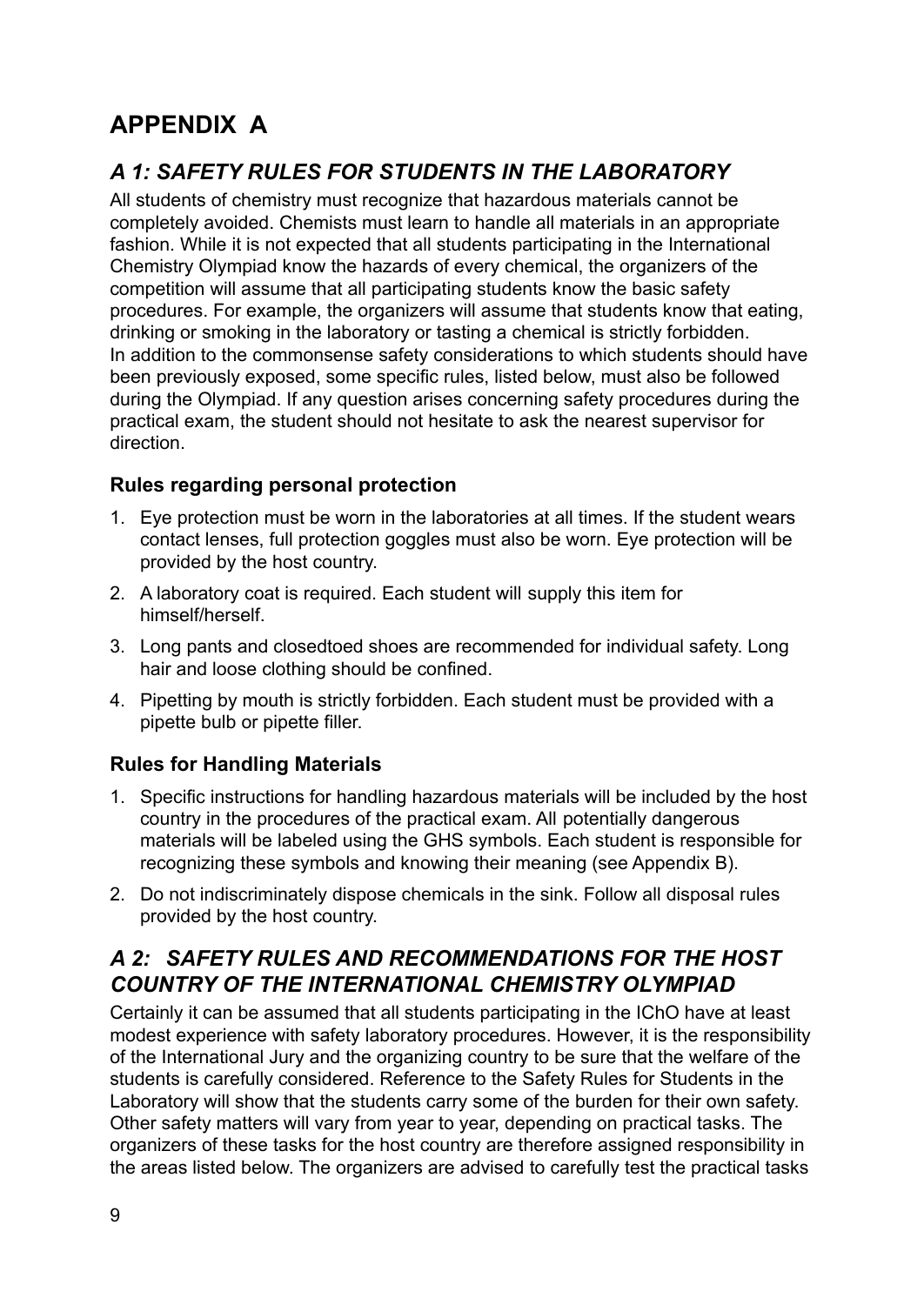# APPENDIX A

## *A 1: SAFETY RULES FOR STUDENTS IN THE LABORATORY*

All students of chemistry must recognize that hazardous materials cannot be completely avoided. Chemists must learn to handle all materials in an appropriate fashion. While it is not expected that all students participating in the International Chemistry Olympiad know the hazards of every chemical, the organizers of the competition will assume that all participating students know the basic safety procedures. For example, the organizers will assume that students know that eating, drinking or smoking in the laboratory or tasting a chemical is strictly forbidden.
In addition to the commonsense safety considerations to which students should have been previously exposed, some specific rules, listed below, must also be followed during the Olympiad. If any question arises concerning safety procedures during the practical exam, the student should not hesitate to ask the nearest supervisor for direction.

### Rules regarding personal protection

1. Eye protection must be worn in the laboratories at all times. If the student wears contact lenses, full protection goggles must also be worn. Eye protection will be provided by the host country.
2. A laboratory coat is required. Each student will supply this item for himself/herself.
3. Long pants and closedtoed shoes are recommended for individual safety. Long hair and loose clothing should be confined.
4. Pipetting by mouth is strictly forbidden. Each student must be provided with a pipette bulb or pipette filler.

### Rules for Handling Materials

1. Specific instructions for handling hazardous materials will be included by the host country in the procedures of the practical exam. All potentially dangerous materials will be labeled using the GHS symbols. Each student is responsible for recognizing these symbols and knowing their meaning (see Appendix B).
2. Do not indiscriminately dispose chemicals in the sink. Follow all disposal rules provided by the host country.

## *A 2: SAFETY RULES AND RECOMMENDATIONS FOR THE HOST COUNTRY OF THE INTERNATIONAL CHEMISTRY OLYMPIAD*

Certainly it can be assumed that all students participating in the IChO have at least modest experience with safety laboratory procedures. However, it is the responsibility of the International Jury and the organizing country to be sure that the welfare of the students is carefully considered. Reference to the Safety Rules for Students in the Laboratory will show that the students carry some of the burden for their own safety. Other safety matters will vary from year to year, depending on practical tasks. The organizers of these tasks for the host country are therefore assigned responsibility in the areas listed below. The organizers are advised to carefully test the practical tasks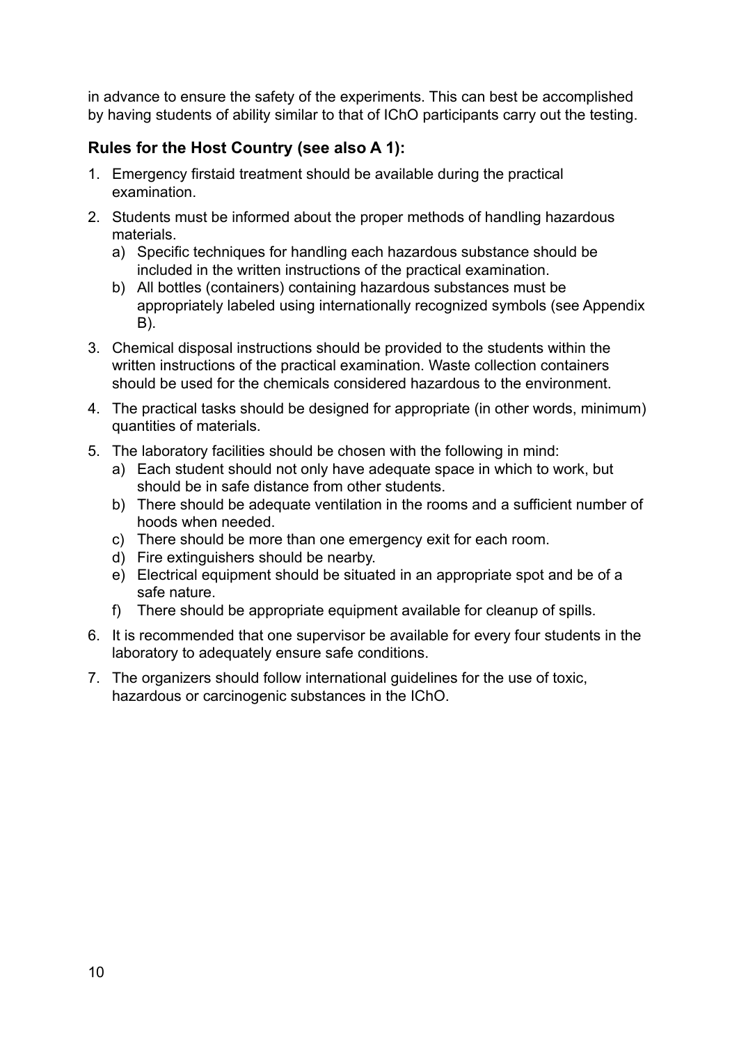in advance to ensure the safety of the experiments. This can best be accomplished by having students of ability similar to that of IChO participants carry out the testing.

### Rules for the Host Country (see also A 1):

1. Emergency firstaid treatment should be available during the practical examination.
2. Students must be informed about the proper methods of handling hazardous materials.
   a) Specific techniques for handling each hazardous substance should be included in the written instructions of the practical examination.
   b) All bottles (containers) containing hazardous substances must be appropriately labeled using internationally recognized symbols (see Appendix B).
3. Chemical disposal instructions should be provided to the students within the written instructions of the practical examination. Waste collection containers should be used for the chemicals considered hazardous to the environment.
4. The practical tasks should be designed for appropriate (in other words, minimum) quantities of materials.
5. The laboratory facilities should be chosen with the following in mind:
   a) Each student should not only have adequate space in which to work, but should be in safe distance from other students.
   b) There should be adequate ventilation in the rooms and a sufficient number of hoods when needed.
   c) There should be more than one emergency exit for each room.
   d) Fire extinguishers should be nearby.
   e) Electrical equipment should be situated in an appropriate spot and be of a safe nature.
   f) There should be appropriate equipment available for cleanup of spills.
6. It is recommended that one supervisor be available for every four students in the laboratory to adequately ensure safe conditions.
7. The organizers should follow international guidelines for the use of toxic, hazardous or carcinogenic substances in the IChO.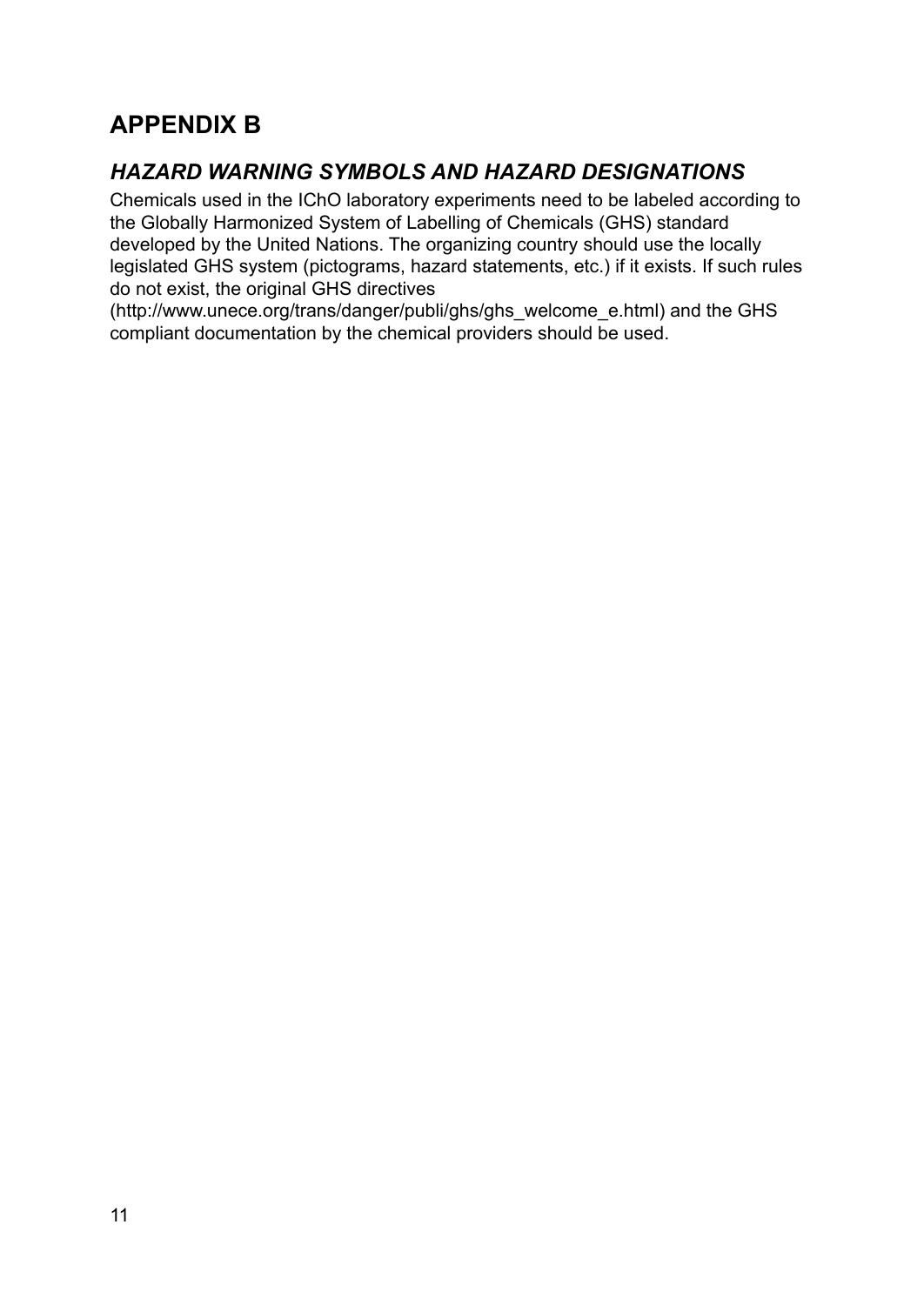# APPENDIX B

## *HAZARD WARNING SYMBOLS AND HAZARD DESIGNATIONS*

Chemicals used in the IChO laboratory experiments need to be labeled according to the Globally Harmonized System of Labelling of Chemicals (GHS) standard developed by the United Nations. The organizing country should use the locally legislated GHS system (pictograms, hazard statements, etc.) if it exists. If such rules do not exist, the original GHS directives (http://www.unece.org/trans/danger/publi/ghs/ghs_welcome_e.html) and the GHS compliant documentation by the chemical providers should be used.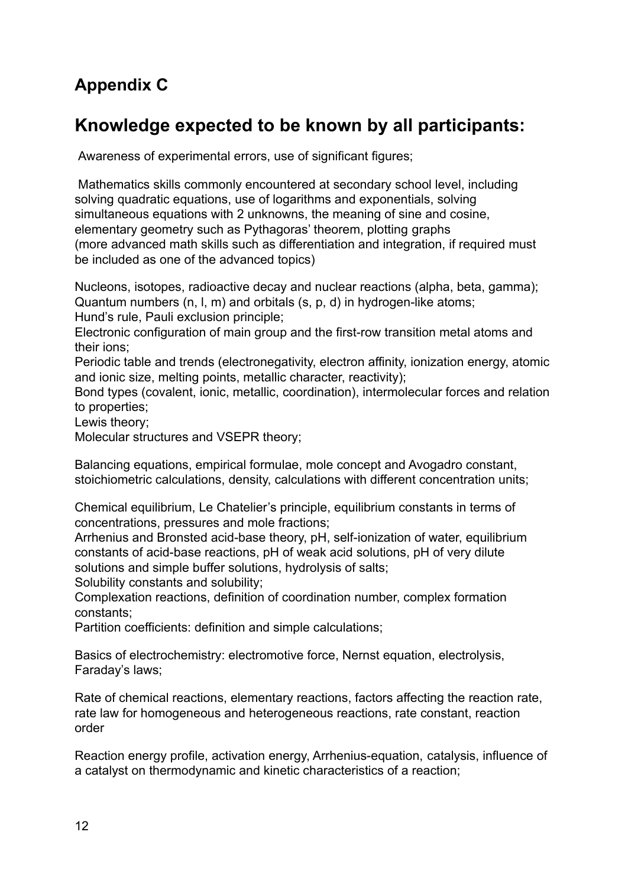## Appendix C

## Knowledge expected to be known by all participants:

Awareness of experimental errors, use of significant figures;

Mathematics skills commonly encountered at secondary school level, including solving quadratic equations, use of logarithms and exponentials, solving simultaneous equations with 2 unknowns, the meaning of sine and cosine, elementary geometry such as Pythagoras' theorem, plotting graphs (more advanced math skills such as differentiation and integration, if required must be included as one of the advanced topics)

Nucleons, isotopes, radioactive decay and nuclear reactions (alpha, beta, gamma);
Quantum numbers (n, l, m) and orbitals (s, p, d) in hydrogen-like atoms;
Hund's rule, Pauli exclusion principle;
Electronic configuration of main group and the first-row transition metal atoms and their ions;
Periodic table and trends (electronegativity, electron affinity, ionization energy, atomic and ionic size, melting points, metallic character, reactivity);
Bond types (covalent, ionic, metallic, coordination), intermolecular forces and relation to properties;
Lewis theory;
Molecular structures and VSEPR theory;

Balancing equations, empirical formulae, mole concept and Avogadro constant, stoichiometric calculations, density, calculations with different concentration units;

Chemical equilibrium, Le Chatelier's principle, equilibrium constants in terms of concentrations, pressures and mole fractions;
Arrhenius and Bronsted acid-base theory, pH, self-ionization of water, equilibrium constants of acid-base reactions, pH of weak acid solutions, pH of very dilute solutions and simple buffer solutions, hydrolysis of salts;
Solubility constants and solubility;
Complexation reactions, definition of coordination number, complex formation constants;
Partition coefficients: definition and simple calculations;

Basics of electrochemistry: electromotive force, Nernst equation, electrolysis, Faraday's laws;

Rate of chemical reactions, elementary reactions, factors affecting the reaction rate, rate law for homogeneous and heterogeneous reactions, rate constant, reaction order

Reaction energy profile, activation energy, Arrhenius-equation, catalysis, influence of a catalyst on thermodynamic and kinetic characteristics of a reaction;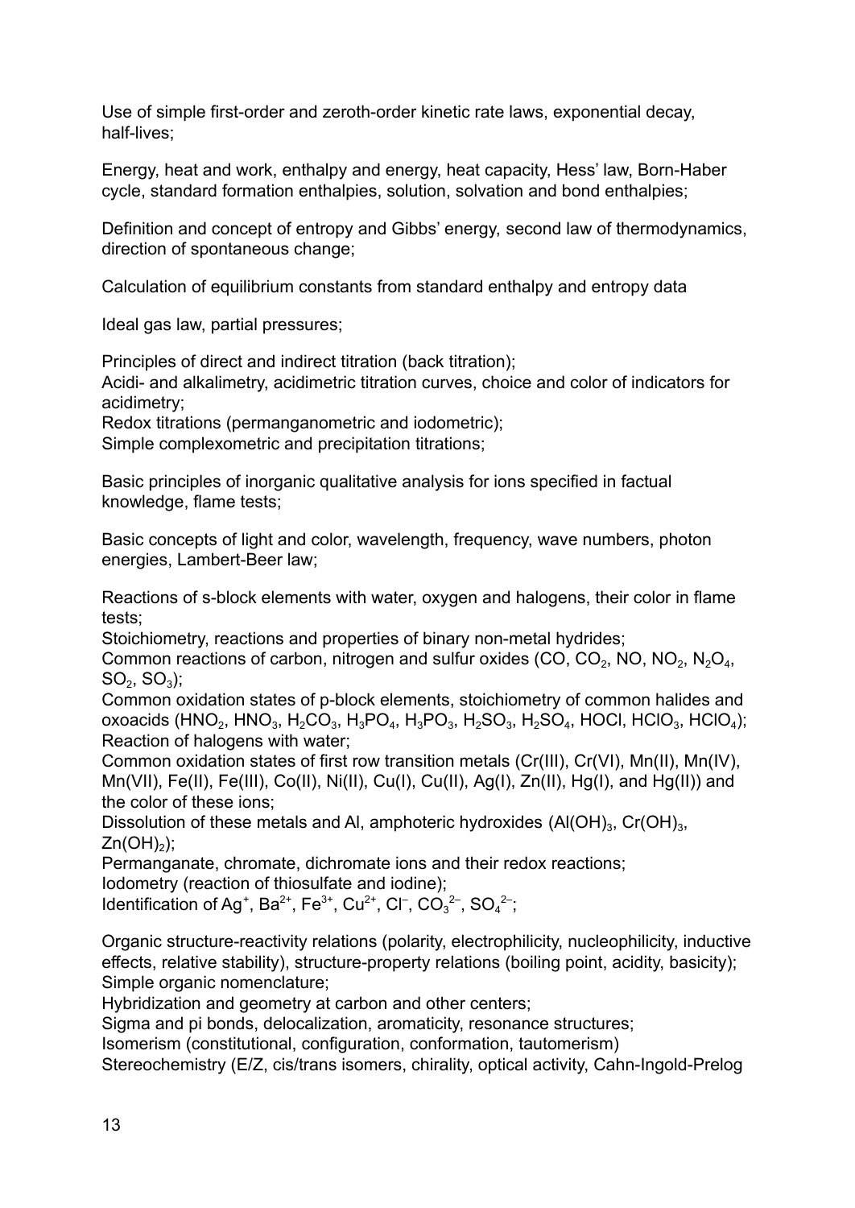Use of simple first-order and zeroth-order kinetic rate laws, exponential decay, half-lives;

Energy, heat and work, enthalpy and energy, heat capacity, Hess' law, Born-Haber cycle, standard formation enthalpies, solution, solvation and bond enthalpies;

Definition and concept of entropy and Gibbs' energy, second law of thermodynamics, direction of spontaneous change;

Calculation of equilibrium constants from standard enthalpy and entropy data

Ideal gas law, partial pressures;

Principles of direct and indirect titration (back titration);
Acidi- and alkalimetry, acidimetric titration curves, choice and color of indicators for acidimetry;
Redox titrations (permanganometric and iodometric);
Simple complexometric and precipitation titrations;

Basic principles of inorganic qualitative analysis for ions specified in factual knowledge, flame tests;

Basic concepts of light and color, wavelength, frequency, wave numbers, photon energies, Lambert-Beer law;

Reactions of s-block elements with water, oxygen and halogens, their color in flame tests;
Stoichiometry, reactions and properties of binary non-metal hydrides;
Common reactions of carbon, nitrogen and sulfur oxides ($CO$, $CO_2$, $NO$, $NO_2$, $N_2O_4$, $SO_2$, $SO_3$);
Common oxidation states of p-block elements, stoichiometry of common halides and oxoacids ($HNO_2$, $HNO_3$, $H_2CO_3$, $H_3PO_4$, $H_3PO_3$, $H_2SO_3$, $H_2SO_4$, $HOCl$, $HClO_3$, $HClO_4$);
Reaction of halogens with water;
Common oxidation states of first row transition metals (Cr(III), Cr(VI), Mn(II), Mn(IV), Mn(VII), Fe(II), Fe(III), Co(II), Ni(II), Cu(I), Cu(II), Ag(I), Zn(II), Hg(I), and Hg(II)) and the color of these ions;
Dissolution of these metals and Al, amphoteric hydroxides ($Al(OH)_3$, $Cr(OH)_3$, $Zn(OH)_2$);
Permanganate, chromate, dichromate ions and their redox reactions;
Iodometry (reaction of thiosulfate and iodine);
Identification of $Ag^+$, $Ba^{2+}$, $Fe^{3+}$, $Cu^{2+}$, $Cl^-$, $CO_3^{2-}$, $SO_4^{2-}$;

Organic structure-reactivity relations (polarity, electrophilicity, nucleophilicity, inductive effects, relative stability), structure-property relations (boiling point, acidity, basicity);
Simple organic nomenclature;
Hybridization and geometry at carbon and other centers;
Sigma and pi bonds, delocalization, aromaticity, resonance structures;
Isomerism (constitutional, configuration, conformation, tautomerism)
Stereochemistry (E/Z, cis/trans isomers, chirality, optical activity, Cahn-Ingold-Prelog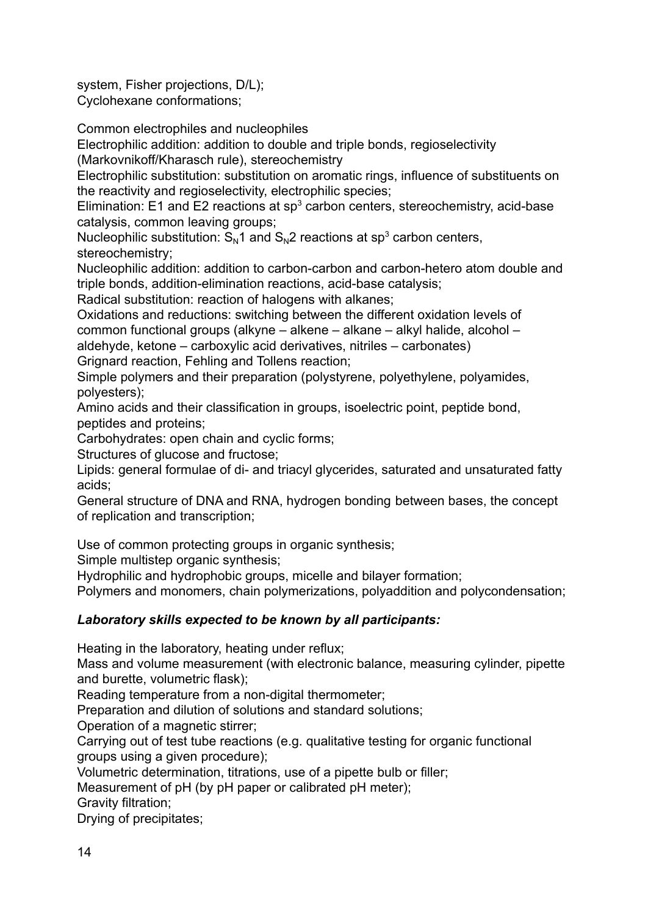system, Fisher projections, D/L);
Cyclohexane conformations;

Common electrophiles and nucleophiles
Electrophilic addition: addition to double and triple bonds, regioselectivity (Markovnikoff/Kharasch rule), stereochemistry
Electrophilic substitution: substitution on aromatic rings, influence of substituents on the reactivity and regioselectivity, electrophilic species;
Elimination: E1 and E2 reactions at $sp^3$ carbon centers, stereochemistry, acid-base catalysis, common leaving groups;
Nucleophilic substitution: $S_N1$ and $S_N2$ reactions at $sp^3$ carbon centers, stereochemistry;
Nucleophilic addition: addition to carbon-carbon and carbon-hetero atom double and triple bonds, addition-elimination reactions, acid-base catalysis;
Radical substitution: reaction of halogens with alkanes;
Oxidations and reductions: switching between the different oxidation levels of common functional groups (alkyne – alkene – alkane – alkyl halide, alcohol – aldehyde, ketone – carboxylic acid derivatives, nitriles – carbonates)
Grignard reaction, Fehling and Tollens reaction;
Simple polymers and their preparation (polystyrene, polyethylene, polyamides, polyesters);
Amino acids and their classification in groups, isoelectric point, peptide bond, peptides and proteins;
Carbohydrates: open chain and cyclic forms;
Structures of glucose and fructose;
Lipids: general formulae of di- and triacyl glycerides, saturated and unsaturated fatty acids;
General structure of DNA and RNA, hydrogen bonding between bases, the concept of replication and transcription;

Use of common protecting groups in organic synthesis;
Simple multistep organic synthesis;
Hydrophilic and hydrophobic groups, micelle and bilayer formation;
Polymers and monomers, chain polymerizations, polyaddition and polycondensation;

### *Laboratory skills expected to be known by all participants:*

Heating in the laboratory, heating under reflux;
Mass and volume measurement (with electronic balance, measuring cylinder, pipette and burette, volumetric flask);
Reading temperature from a non-digital thermometer;
Preparation and dilution of solutions and standard solutions;
Operation of a magnetic stirrer;
Carrying out of test tube reactions (e.g. qualitative testing for organic functional groups using a given procedure);
Volumetric determination, titrations, use of a pipette bulb or filler;
Measurement of pH (by pH paper or calibrated pH meter);
Gravity filtration;
Drying of precipitates;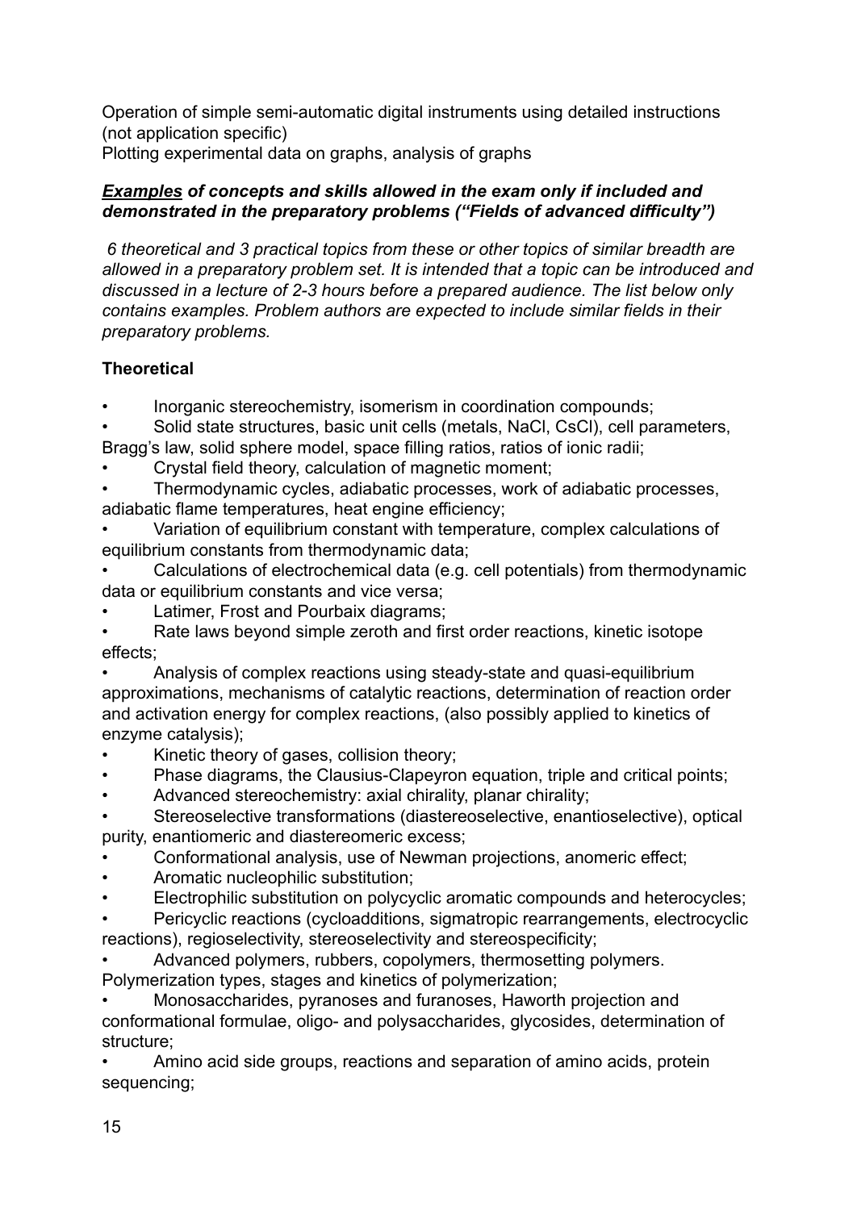Operation of simple semi-automatic digital instruments using detailed instructions (not application specific)
Plotting experimental data on graphs, analysis of graphs

***<u>Examples</u> of concepts and skills allowed in the exam only if included and demonstrated in the preparatory problems ("Fields of advanced difficulty")***

*6 theoretical and 3 practical topics from these or other topics of similar breadth are allowed in a preparatory problem set. It is intended that a topic can be introduced and discussed in a lecture of 2-3 hours before a prepared audience. The list below only contains examples. Problem authors are expected to include similar fields in their preparatory problems.*

**Theoretical**

- Inorganic stereochemistry, isomerism in coordination compounds;
- Solid state structures, basic unit cells (metals, NaCl, CsCl), cell parameters, Bragg's law, solid sphere model, space filling ratios, ratios of ionic radii;
- Crystal field theory, calculation of magnetic moment;
- Thermodynamic cycles, adiabatic processes, work of adiabatic processes, adiabatic flame temperatures, heat engine efficiency;
- Variation of equilibrium constant with temperature, complex calculations of equilibrium constants from thermodynamic data;
- Calculations of electrochemical data (e.g. cell potentials) from thermodynamic data or equilibrium constants and vice versa;
- Latimer, Frost and Pourbaix diagrams;
- Rate laws beyond simple zeroth and first order reactions, kinetic isotope effects;
- Analysis of complex reactions using steady-state and quasi-equilibrium approximations, mechanisms of catalytic reactions, determination of reaction order and activation energy for complex reactions, (also possibly applied to kinetics of enzyme catalysis);
- Kinetic theory of gases, collision theory;
- Phase diagrams, the Clausius-Clapeyron equation, triple and critical points;
- Advanced stereochemistry: axial chirality, planar chirality;
- Stereoselective transformations (diastereoselective, enantioselective), optical purity, enantiomeric and diastereomeric excess;
- Conformational analysis, use of Newman projections, anomeric effect;
- Aromatic nucleophilic substitution;
- Electrophilic substitution on polycyclic aromatic compounds and heterocycles;
- Pericyclic reactions (cycloadditions, sigmatropic rearrangements, electrocyclic reactions), regioselectivity, stereoselectivity and stereospecificity;
- Advanced polymers, rubbers, copolymers, thermosetting polymers. Polymerization types, stages and kinetics of polymerization;
- Monosaccharides, pyranoses and furanoses, Haworth projection and conformational formulae, oligo- and polysaccharides, glycosides, determination of structure;
- Amino acid side groups, reactions and separation of amino acids, protein sequencing;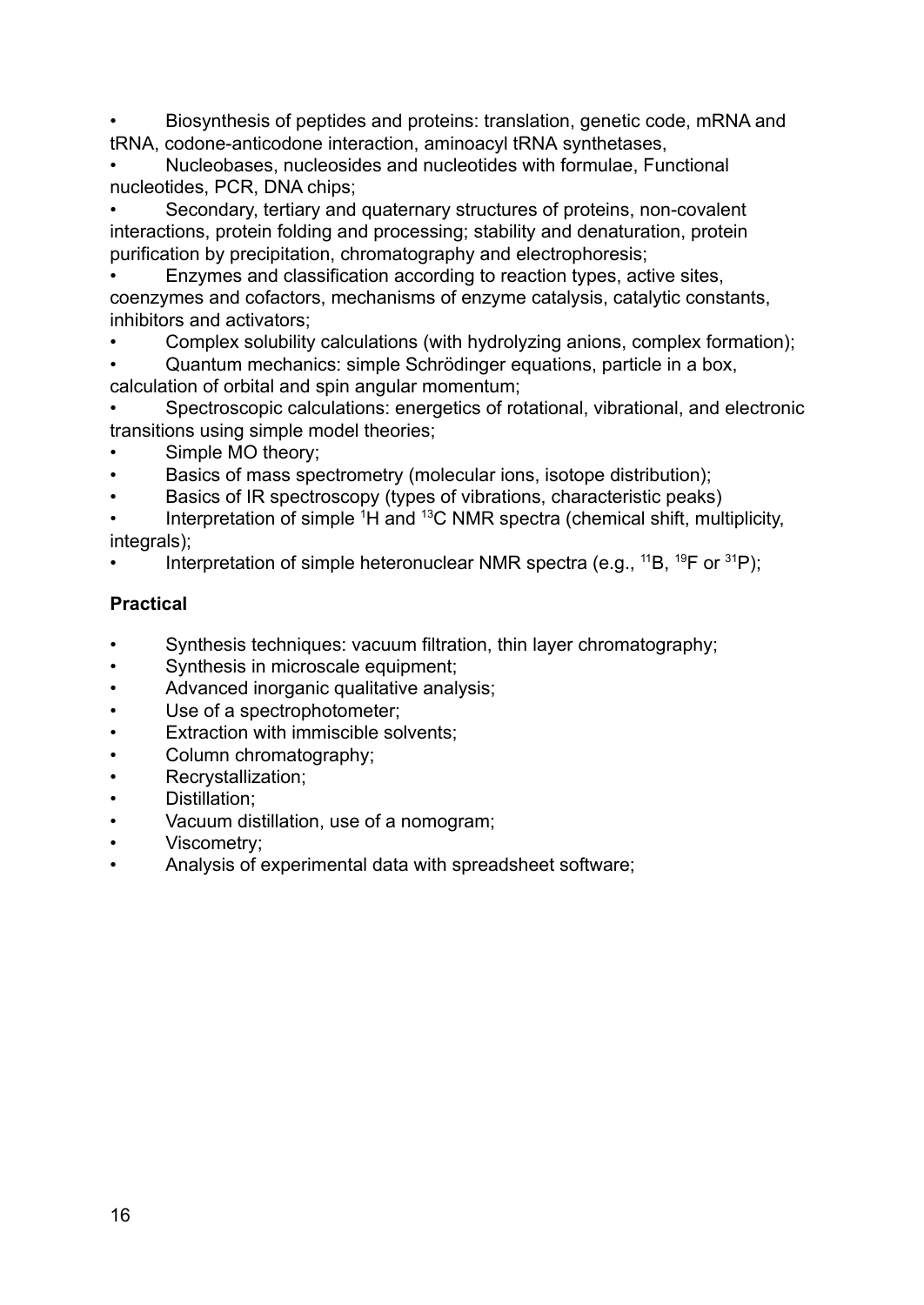- Biosynthesis of peptides and proteins: translation, genetic code, mRNA and tRNA, codone-anticodone interaction, aminoacyl tRNA synthetases,
- Nucleobases, nucleosides and nucleotides with formulae, Functional nucleotides, PCR, DNA chips;
- Secondary, tertiary and quaternary structures of proteins, non-covalent interactions, protein folding and processing; stability and denaturation, protein purification by precipitation, chromatography and electrophoresis;
- Enzymes and classification according to reaction types, active sites, coenzymes and cofactors, mechanisms of enzyme catalysis, catalytic constants, inhibitors and activators;
- Complex solubility calculations (with hydrolyzing anions, complex formation);
- Quantum mechanics: simple Schrödinger equations, particle in a box, calculation of orbital and spin angular momentum;
- Spectroscopic calculations: energetics of rotational, vibrational, and electronic transitions using simple model theories;
- Simple MO theory;
- Basics of mass spectrometry (molecular ions, isotope distribution);
- Basics of IR spectroscopy (types of vibrations, characteristic peaks)
- Interpretation of simple $^{1}H$ and $^{13}C$ NMR spectra (chemical shift, multiplicity, integrals);
- Interpretation of simple heteronuclear NMR spectra (e.g., $^{11}B$, $^{19}F$ or $^{31}P$);

**Practical**

- Synthesis techniques: vacuum filtration, thin layer chromatography;
- Synthesis in microscale equipment;
- Advanced inorganic qualitative analysis;
- Use of a spectrophotometer;
- Extraction with immiscible solvents;
- Column chromatography;
- Recrystallization;
- Distillation;
- Vacuum distillation, use of a nomogram;
- Viscometry;
- Analysis of experimental data with spreadsheet software;